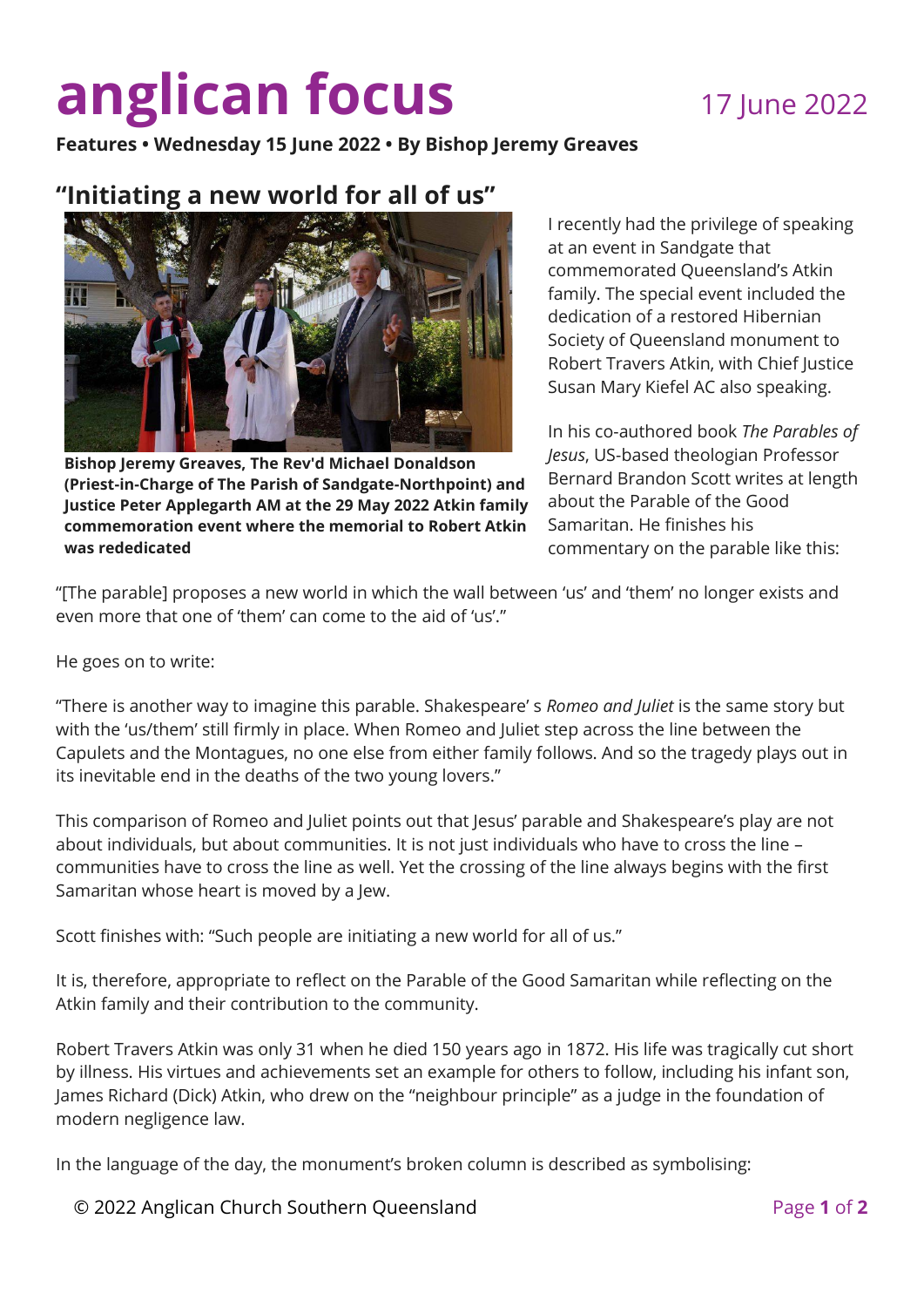# anglican focus

17 June 2022

**Features • Wednesday 15 June 2022 • By Bishop Jeremy Greaves**

## "Initiating a new world for all of us"

**Bishop Jeremy Greaves, The Rev'd Michael Donaldson (Priest-in-Charge of The Parish of Sandgate-Northpoint) and Justice Peter Applegarth AM at the 29 May 2022 Atkin family commemoration event where the memorial to Robert Atkin was rededicated**

I recently had the privilege of speaking at an event in Sandgate that commemorated Queensland's Atkin family. The special event included the dedication of a restored Hibernian Society of Queensland monument to Robert Travers Atkin, with Chief Justice Susan Mary Kiefel AC also speaking.

In his co-authored book *The Parables of Jesus*, US-based theologian Professor Bernard Brandon Scott writes at length about the Parable of the Good Samaritan. He finishes his commentary on the parable like this:

"[The parable] proposes a new world in which the wall between 'us' and 'them' no longer exists and even more that one of 'them' can come to the aid of 'us'."

He goes on to write:

"There is another way to imagine this parable. Shakespeare' s *Romeo and Juliet* is the same story but with the 'us/them' still firmly in place. When Romeo and Juliet step across the line between the Capulets and the Montagues, no one else from either family follows. And so the tragedy plays out in its inevitable end in the deaths of the two young lovers."

This comparison of Romeo and Juliet points out that Jesus' parable and Shakespeare's play are not about individuals, but about communities. It is not just individuals who have to cross the line – communities have to cross the line as well. Yet the crossing of the line always begins with the first Samaritan whose heart is moved by a Jew.

Scott finishes with: "Such people are initiating a new world for all of us."

It is, therefore, appropriate to reflect on the Parable of the Good Samaritan while reflecting on the Atkin family and their contribution to the community.

Robert Travers Atkin was only 31 when he died 150 years ago in 1872. His life was tragically cut short by illness. His virtues and achievements set an example for others to follow, including his infant son, James Richard (Dick) Atkin, who drew on the "neighbour principle" as a judge in the foundation of modern negligence law.

In the language of the day, the monument's broken column is described as symbolising:

© 2022 Anglican Church Southern Queensland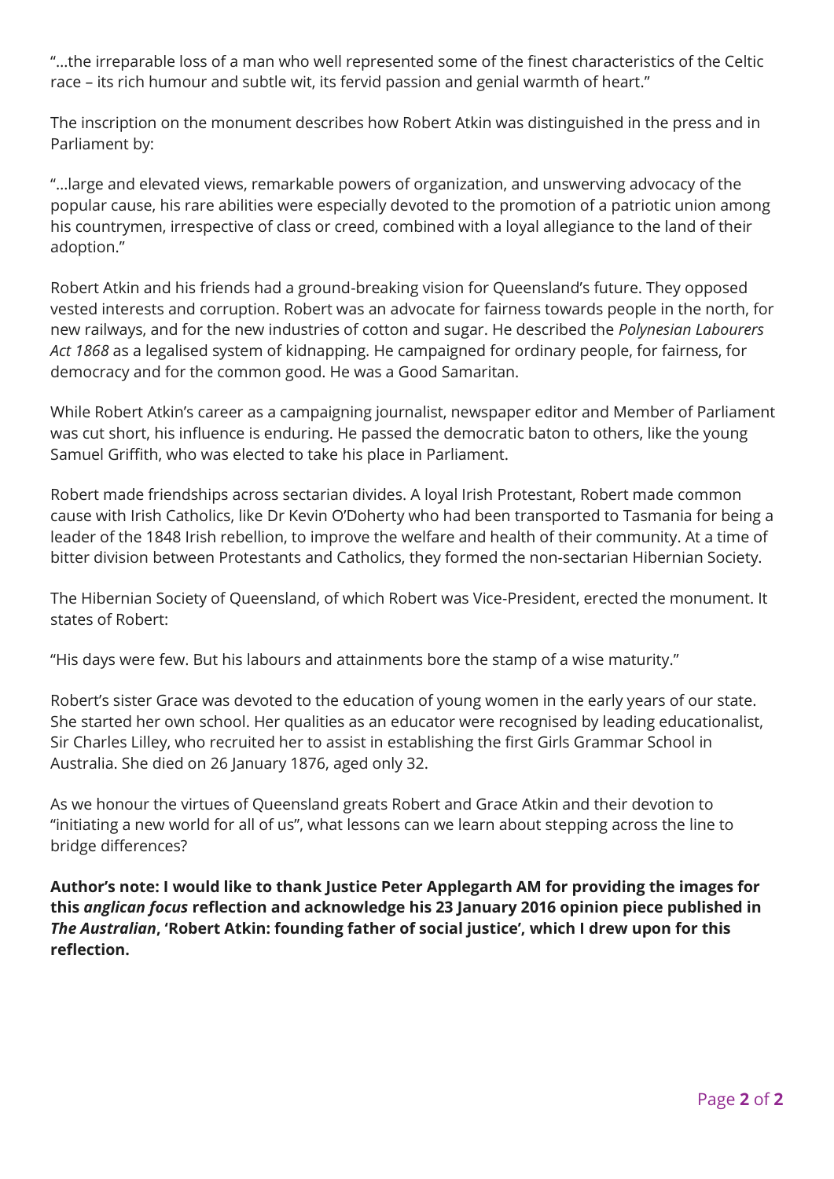"…the irreparable loss of a man who well represented some of the finest characteristics of the Celtic race – its rich humour and subtle wit, its fervid passion and genial warmth of heart."

The inscription on the monument describes how Robert Atkin was distinguished in the press and in Parliament by:

"…large and elevated views, remarkable powers of organization, and unswerving advocacy of the popular cause, his rare abilities were especially devoted to the promotion of a patriotic union among his countrymen, irrespective of class or creed, combined with a loyal allegiance to the land of their adoption."

Robert Atkin and his friends had a ground-breaking vision for Queensland's future. They opposed vested interests and corruption. Robert was an advocate for fairness towards people in the north, for new railways, and for the new industries of cotton and sugar. He described the *Polynesian Labourers Act 1868* as a legalised system of kidnapping. He campaigned for ordinary people, for fairness, for democracy and for the common good. He was a Good Samaritan.

While Robert Atkin's career as a campaigning journalist, newspaper editor and Member of Parliament was cut short, his influence is enduring. He passed the democratic baton to others, like the young Samuel Griffith, who was elected to take his place in Parliament.

Robert made friendships across sectarian divides. A loyal Irish Protestant, Robert made common cause with Irish Catholics, like Dr Kevin O'Doherty who had been transported to Tasmania for being a leader of the 1848 Irish rebellion, to improve the welfare and health of their community. At a time of bitter division between Protestants and Catholics, they formed the non-sectarian Hibernian Society.

The Hibernian Society of Queensland, of which Robert was Vice-President, erected the monument. It states of Robert:

"His days were few. But his labours and attainments bore the stamp of a wise maturity."

Robert's sister Grace was devoted to the education of young women in the early years of our state. She started her own school. Her qualities as an educator were recognised by leading educationalist, Sir Charles Lilley, who recruited her to assist in establishing the first Girls Grammar School in Australia. She died on 26 January 1876, aged only 32.

As we honour the virtues of Queensland greats Robert and Grace Atkin and their devotion to "initiating a new world for all of us", what lessons can we learn about stepping across the line to bridge differences?

**Author's note: I would like to thank Justice Peter Applegarth AM for providing the images for this *anglican focus* reflection and acknowledge his 23 January 2016 opinion piece published in *The Australian*, 'Robert Atkin: founding father of social justice', which I drew upon for this reflection.**